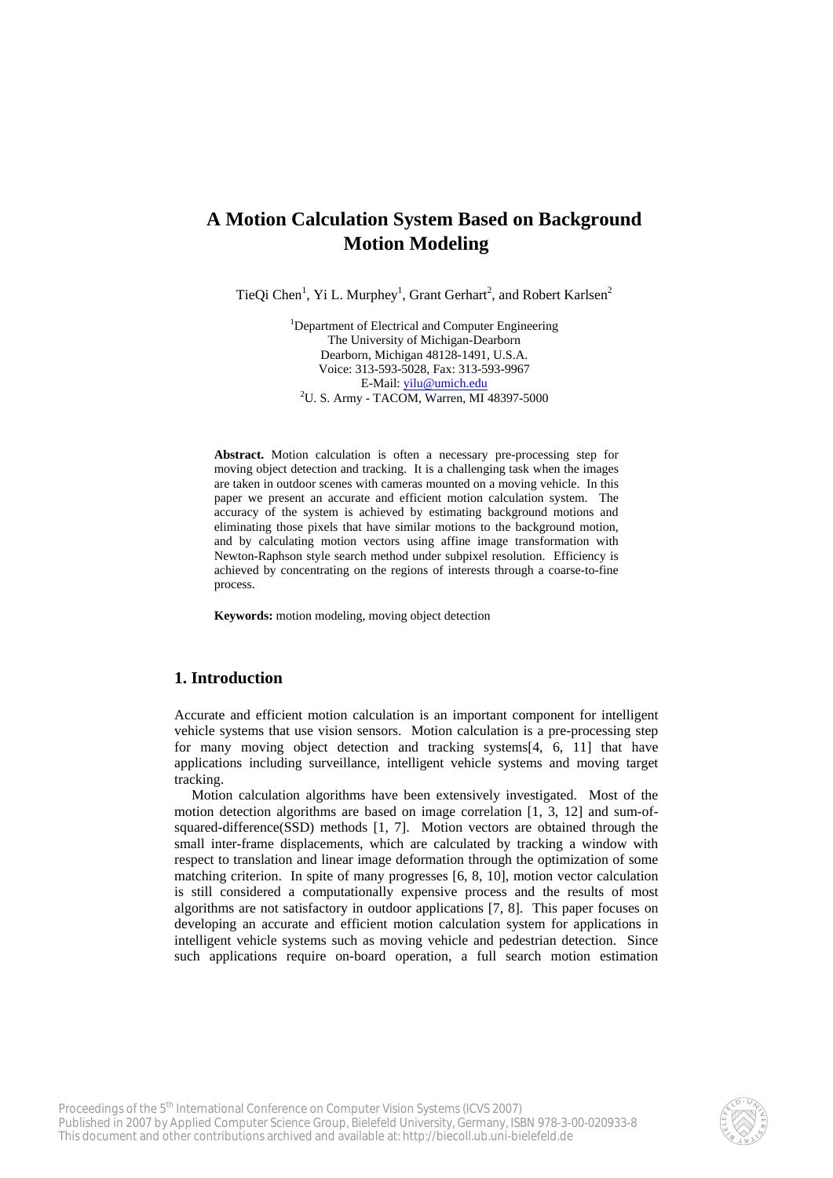# A Motion Calculation System Based on Background Motion Modeling

TieQi Chen[1], Yi L. Murphey[1], Grant Gerhart[2], and Robert Karlsen[2]

[1]Department of Electrical and Computer Engineering
The University of Michigan-Dearborn
Dearborn, Michigan 48128-1491, U.S.A.
Voice: 313-593-5028, Fax: 313-593-9967
E-Mail: yilu@umich.edu
[2]U. S. Army - TACOM, Warren, MI 48397-5000

**Abstract.** Motion calculation is often a necessary pre-processing step for moving object detection and tracking. It is a challenging task when the images are taken in outdoor scenes with cameras mounted on a moving vehicle. In this paper we present an accurate and efficient motion calculation system. The accuracy of the system is achieved by estimating background motions and eliminating those pixels that have similar motions to the background motion, and by calculating motion vectors using affine image transformation with Newton-Raphson style search method under subpixel resolution. Efficiency is achieved by concentrating on the regions of interests through a coarse-to-fine process.

**Keywords:** motion modeling, moving object detection

## 1. Introduction

Accurate and efficient motion calculation is an important component for intelligent vehicle systems that use vision sensors. Motion calculation is a pre-processing step for many moving object detection and tracking systems[4, 6, 11] that have applications including surveillance, intelligent vehicle systems and moving target tracking.

Motion calculation algorithms have been extensively investigated. Most of the motion detection algorithms are based on image correlation [1, 3, 12] and sum-of-squared-difference(SSD) methods [1, 7]. Motion vectors are obtained through the small inter-frame displacements, which are calculated by tracking a window with respect to translation and linear image deformation through the optimization of some matching criterion. In spite of many progresses [6, 8, 10], motion vector calculation is still considered a computationally expensive process and the results of most algorithms are not satisfactory in outdoor applications [7, 8]. This paper focuses on developing an accurate and efficient motion calculation system for applications in intelligent vehicle systems such as moving vehicle and pedestrian detection. Since such applications require on-board operation, a full search motion estimation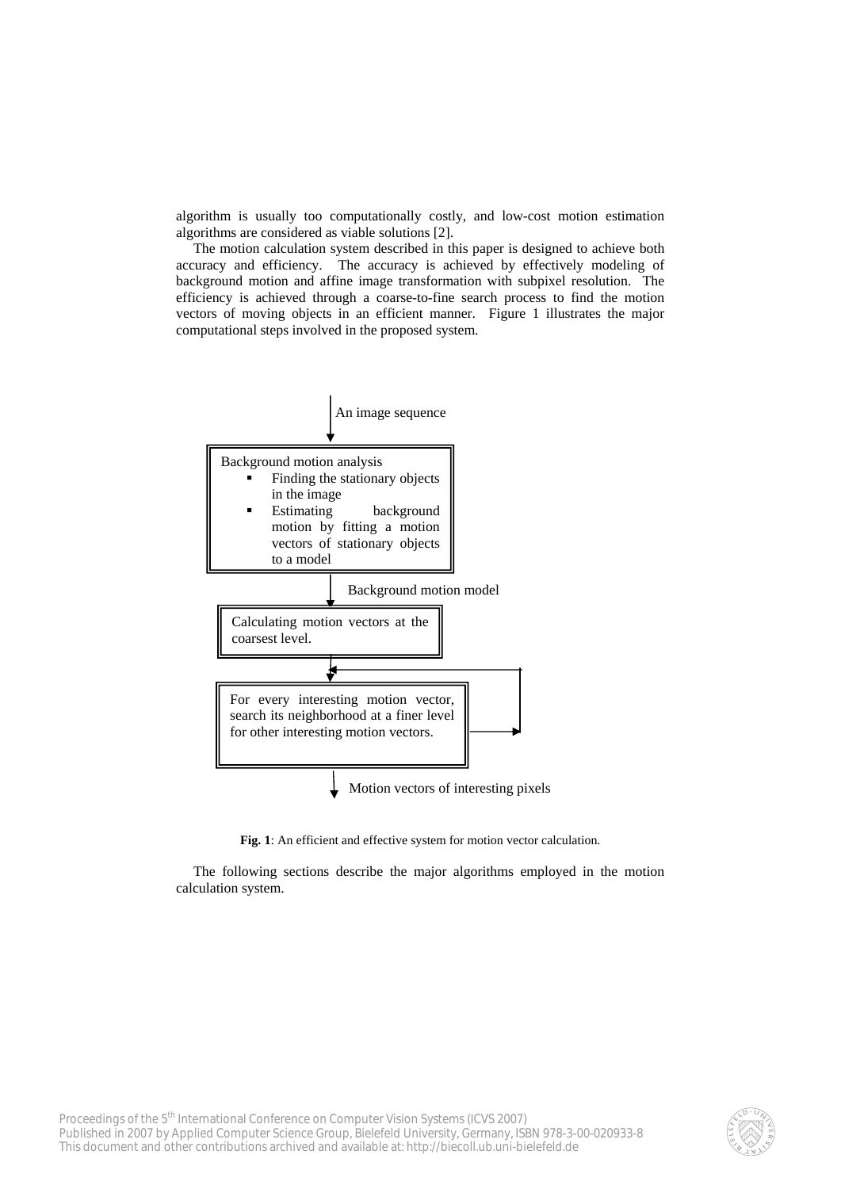algorithm is usually too computationally costly, and low-cost motion estimation algorithms are considered as viable solutions [2].

The motion calculation system described in this paper is designed to achieve both accuracy and efficiency. The accuracy is achieved by effectively modeling of background motion and affine image transformation with subpixel resolution. The efficiency is achieved through a coarse-to-fine search process to find the motion vectors of moving objects in an efficient manner. Figure 1 illustrates the major computational steps involved in the proposed system.

An image sequence

Background motion analysis

- Finding the stationary objects in the image
- Estimating background motion by fitting a motion vectors of stationary objects to a model

Background motion model

Calculating motion vectors at the coarsest level.

For every interesting motion vector, search its neighborhood at a finer level for other interesting motion vectors.

Motion vectors of interesting pixels

**Fig. 1**: An efficient and effective system for motion vector calculation.

The following sections describe the major algorithms employed in the motion calculation system.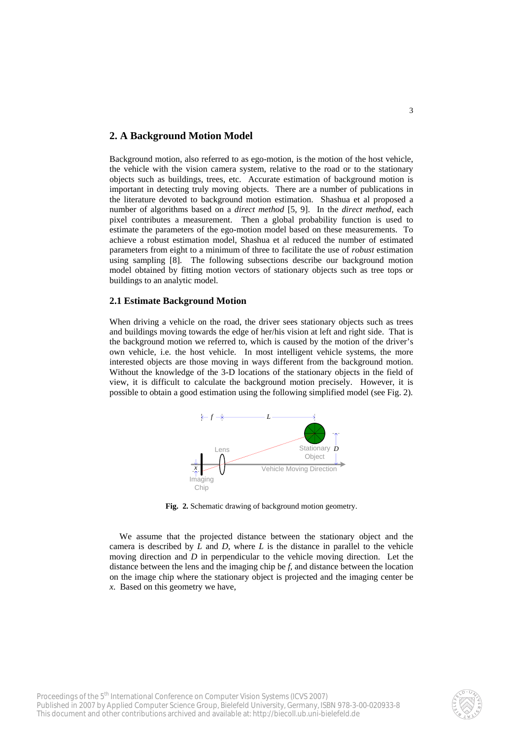## 2. A Background Motion Model

Background motion, also referred to as ego-motion, is the motion of the host vehicle, the vehicle with the vision camera system, relative to the road or to the stationary objects such as buildings, trees, etc. Accurate estimation of background motion is important in detecting truly moving objects. There are a number of publications in the literature devoted to background motion estimation. Shashua et al proposed a number of algorithms based on a *direct method* [5, 9]. In the *direct method*, each pixel contributes a measurement. Then a global probability function is used to estimate the parameters of the ego-motion model based on these measurements. To achieve a robust estimation model, Shashua et al reduced the number of estimated parameters from eight to a minimum of three to facilitate the use of *robust* estimation using sampling [8]. The following subsections describe our background motion model obtained by fitting motion vectors of stationary objects such as tree tops or buildings to an analytic model.

### 2.1 Estimate Background Motion

When driving a vehicle on the road, the driver sees stationary objects such as trees and buildings moving towards the edge of her/his vision at left and right side. That is the background motion we referred to, which is caused by the motion of the driver's own vehicle, i.e. the host vehicle. In most intelligent vehicle systems, the more interested objects are those moving in ways different from the background motion. Without the knowledge of the 3-D locations of the stationary objects in the field of view, it is difficult to calculate the background motion precisely. However, it is possible to obtain a good estimation using the following simplified model (see Fig. 2).

**Fig. 2.** Schematic drawing of background motion geometry.

We assume that the projected distance between the stationary object and the camera is described by $L$ and $D$, where $L$ is the distance in parallel to the vehicle moving direction and $D$ in perpendicular to the vehicle moving direction. Let the distance between the lens and the imaging chip be $f$, and distance between the location on the image chip where the stationary object is projected and the imaging center be $x$. Based on this geometry we have,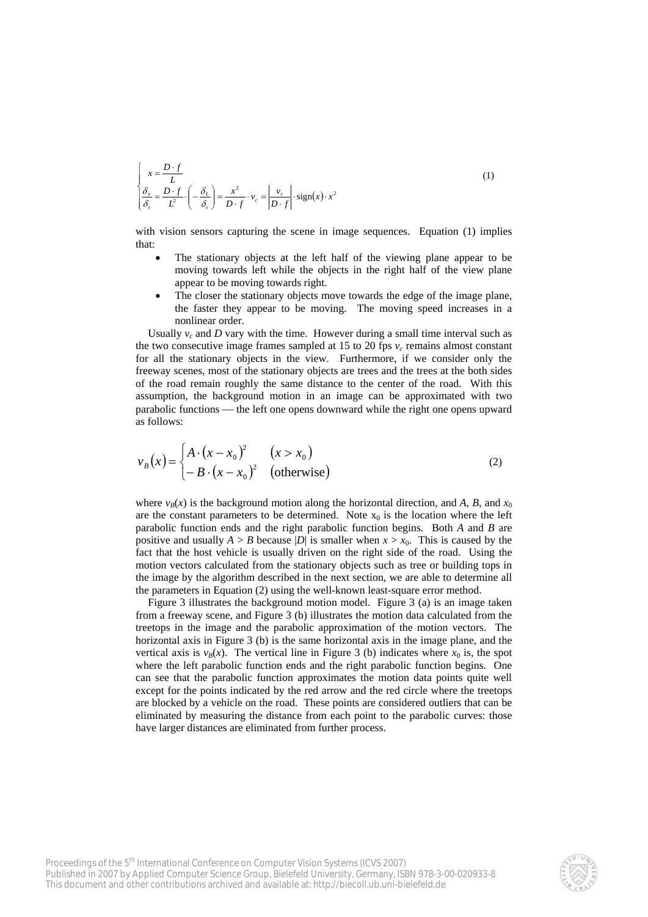$$
\begin{cases}
x = \dfrac{D \cdot f}{L} \\
\dfrac{\delta_x}{\delta_t} = \dfrac{D \cdot f}{L^2} \cdot \left( -\dfrac{\delta_L}{\delta_t} \right) = \dfrac{x^2}{D \cdot f} \cdot v_c = \left| \dfrac{v_c}{D \cdot f} \right| \cdot \operatorname{sign}(x) \cdot x^2
\end{cases}
\tag{1}
$$

with vision sensors capturing the scene in image sequences. Equation (1) implies that:

- The stationary objects at the left half of the viewing plane appear to be moving towards left while the objects in the right half of the view plane appear to be moving towards right.
- The closer the stationary objects move towards the edge of the image plane, the faster they appear to be moving. The moving speed increases in a nonlinear order.

Usually $v_c$ and $D$ vary with the time. However during a small time interval such as the two consecutive image frames sampled at 15 to 20 fps $v_c$ remains almost constant for all the stationary objects in the view. Furthermore, if we consider only the freeway scenes, most of the stationary objects are trees and the trees at the both sides of the road remain roughly the same distance to the center of the road. With this assumption, the background motion in an image can be approximated with two parabolic functions — the left one opens downward while the right one opens upward as follows:

$$
v_B(x) = \begin{cases} A \cdot (x - x_0)^2 & (x > x_0) \\ -B \cdot (x - x_0)^2 & (\text{otherwise}) \end{cases}
\tag{2}
$$

where $v_B(x)$ is the background motion along the horizontal direction, and $A$, $B$, and $x_0$ are the constant parameters to be determined. Note $x_0$ is the location where the left parabolic function ends and the right parabolic function begins. Both $A$ and $B$ are positive and usually $A > B$ because $|D|$ is smaller when $x > x_0$. This is caused by the fact that the host vehicle is usually driven on the right side of the road. Using the motion vectors calculated from the stationary objects such as tree or building tops in the image by the algorithm described in the next section, we are able to determine all the parameters in Equation (2) using the well-known least-square error method.

Figure 3 illustrates the background motion model. Figure 3 (a) is an image taken from a freeway scene, and Figure 3 (b) illustrates the motion data calculated from the treetops in the image and the parabolic approximation of the motion vectors. The horizontal axis in Figure 3 (b) is the same horizontal axis in the image plane, and the vertical axis is $v_B(x)$. The vertical line in Figure 3 (b) indicates where $x_0$ is, the spot where the left parabolic function ends and the right parabolic function begins. One can see that the parabolic function approximates the motion data points quite well except for the points indicated by the red arrow and the red circle where the treetops are blocked by a vehicle on the road. These points are considered outliers that can be eliminated by measuring the distance from each point to the parabolic curves: those have larger distances are eliminated from further process.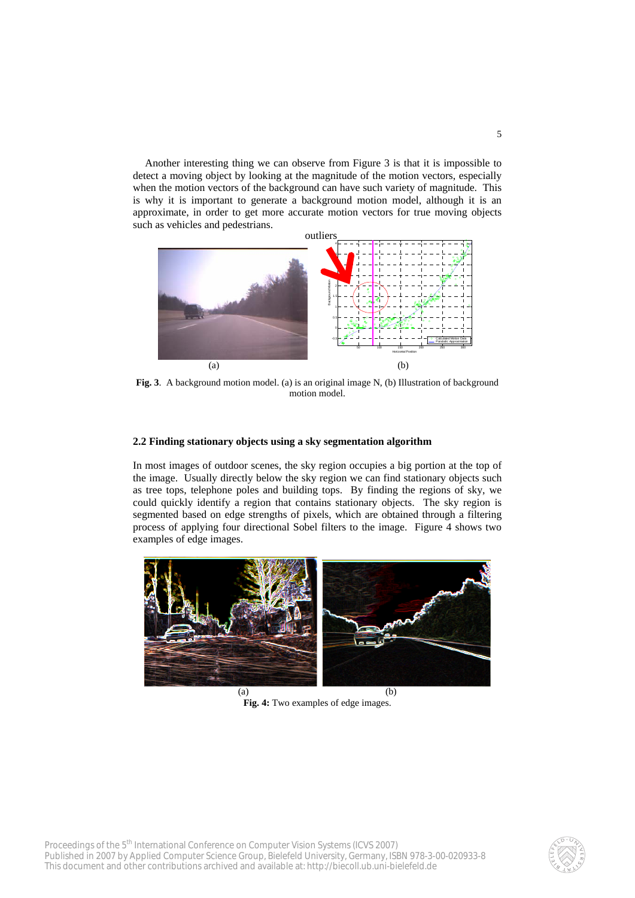Another interesting thing we can observe from Figure 3 is that it is impossible to detect a moving object by looking at the magnitude of the motion vectors, especially when the motion vectors of the background can have such variety of magnitude. This is why it is important to generate a background motion model, although it is an approximate, in order to get more accurate motion vectors for true moving objects such as vehicles and pedestrians.

**Fig. 3**. A background motion model. (a) is an original image N, (b) Illustration of background motion model.

### 2.2 Finding stationary objects using a sky segmentation algorithm

In most images of outdoor scenes, the sky region occupies a big portion at the top of the image. Usually directly below the sky region we can find stationary objects such as tree tops, telephone poles and building tops. By finding the regions of sky, we could quickly identify a region that contains stationary objects. The sky region is segmented based on edge strengths of pixels, which are obtained through a filtering process of applying four directional Sobel filters to the image. Figure 4 shows two examples of edge images.

**Fig. 4:** Two examples of edge images.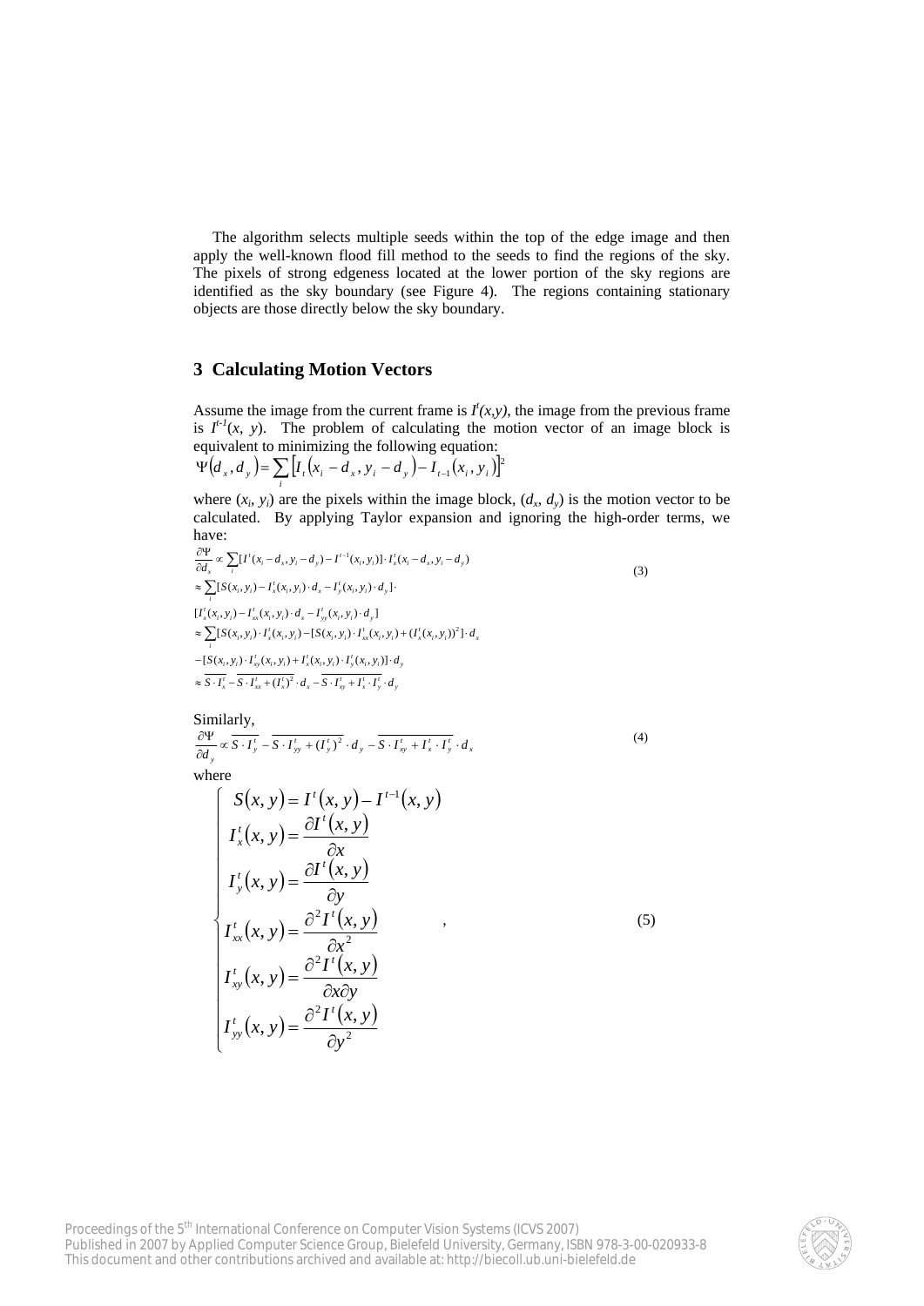The algorithm selects multiple seeds within the top of the edge image and then apply the well-known flood fill method to the seeds to find the regions of the sky. The pixels of strong edgeness located at the lower portion of the sky regions are identified as the sky boundary (see Figure 4). The regions containing stationary objects are those directly below the sky boundary.

## 3 Calculating Motion Vectors

Assume the image from the current frame is $I^t(x,y)$, the image from the previous frame is $I^{t-1}(x, y)$. The problem of calculating the motion vector of an image block is equivalent to minimizing the following equation:

$$\Psi(d_x, d_y) = \sum_i \left[ I_t(x_i - d_x, y_i - d_y) - I_{t-1}(x_i, y_i) \right]^2$$

where $(x_i, y_i)$ are the pixels within the image block, $(d_x, d_y)$ is the motion vector to be calculated. By applying Taylor expansion and ignoring the high-order terms, we have:

$$\begin{aligned}
\frac{\partial \Psi}{\partial d_x} &\propto \sum_i [I^t(x_i - d_x, y_i - d_y) - I^{t-1}(x_i, y_i)] \cdot I_x^t(x_i - d_x, y_i - d_y) \\
&\approx \sum_i [S(x_i, y_i) - I_x^t(x_i, y_i) \cdot d_x - I_y^t(x_i, y_i) \cdot d_y] \cdot \\
&\quad [I_x^t(x_i, y_i) - I_{xx}^t(x_i, y_i) \cdot d_x - I_{yy}^t(x_i, y_i) \cdot d_y] \\
&\approx \sum_i [S(x_i, y_i) \cdot I_x^t(x_i, y_i) - [S(x_i, y_i) \cdot I_{xx}^t(x_i, y_i) + (I_x^t(x_i, y_i))^2] \cdot d_x \\
&\quad - [S(x_i, y_i) \cdot I_{xy}^t(x_i, y_i) + I_x^t(x_i, y_i) \cdot I_y^t(x_i, y_i)] \cdot d_y \\
&\approx \overline{S \cdot I_x^t} - \overline{S \cdot I_{xx}^t + (I_x^t)^2} \cdot d_x - \overline{S \cdot I_{xy}^t + I_x^t \cdot I_y^t} \cdot d_y
\end{aligned} \tag{3}$$

Similarly,

$$\frac{\partial \Psi}{\partial d_y} \propto \overline{S \cdot I_y^t} - \overline{S \cdot I_{yy}^t + (I_y^t)^2} \cdot d_y - \overline{S \cdot I_{xy}^t + I_x^t \cdot I_y^t} \cdot d_x \tag{4}$$

where

$$\begin{cases}
S(x, y) = I^t(x, y) - I^{t-1}(x, y) \\
I_x^t(x, y) = \dfrac{\partial I^t(x, y)}{\partial x} \\
I_y^t(x, y) = \dfrac{\partial I^t(x, y)}{\partial y} \\
I_{xx}^t(x, y) = \dfrac{\partial^2 I^t(x, y)}{\partial x^2} \\
I_{xy}^t(x, y) = \dfrac{\partial^2 I^t(x, y)}{\partial x \partial y} \\
I_{yy}^t(x, y) = \dfrac{\partial^2 I^t(x, y)}{\partial y^2}
\end{cases}, \tag{5}$$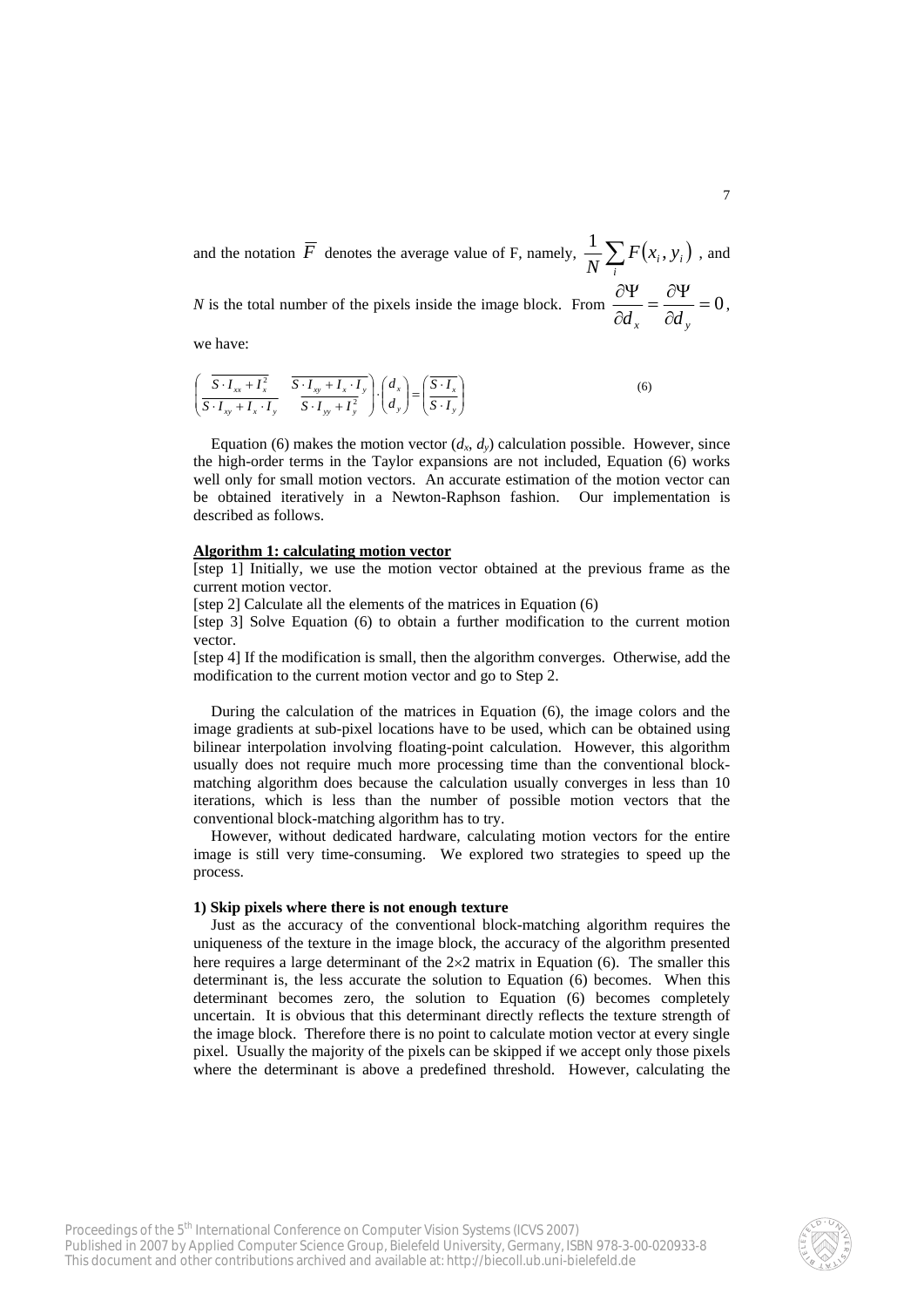and the notation $\overline{F}$ denotes the average value of F, namely, $\frac{1}{N}\sum_i F(x_i, y_i)$ , and $N$ is the total number of the pixels inside the image block. From $\frac{\partial \Psi}{\partial d_x} = \frac{\partial \Psi}{\partial d_y} = 0$, we have:

$$\begin{pmatrix} \overline{S \cdot I_{xx} + I_x^2} & \overline{S \cdot I_{xy} + I_x \cdot I_y} \\ \overline{S \cdot I_{xy} + I_x \cdot I_y} & \overline{S \cdot I_{yy} + I_y^2} \end{pmatrix} \cdot \begin{pmatrix} d_x \\ d_y \end{pmatrix} = \begin{pmatrix} \overline{S \cdot I_x} \\ \overline{S \cdot I_y} \end{pmatrix} \tag{6}$$

Equation (6) makes the motion vector ($d_x$, $d_y$) calculation possible. However, since the high-order terms in the Taylor expansions are not included, Equation (6) works well only for small motion vectors. An accurate estimation of the motion vector can be obtained iteratively in a Newton-Raphson fashion. Our implementation is described as follows.

**Algorithm 1: calculating motion vector**

[step 1] Initially, we use the motion vector obtained at the previous frame as the current motion vector.

[step 2] Calculate all the elements of the matrices in Equation (6)

[step 3] Solve Equation (6) to obtain a further modification to the current motion vector.

[step 4] If the modification is small, then the algorithm converges. Otherwise, add the modification to the current motion vector and go to Step 2.

During the calculation of the matrices in Equation (6), the image colors and the image gradients at sub-pixel locations have to be used, which can be obtained using bilinear interpolation involving floating-point calculation. However, this algorithm usually does not require much more processing time than the conventional block-matching algorithm does because the calculation usually converges in less than 10 iterations, which is less than the number of possible motion vectors that the conventional block-matching algorithm has to try.

However, without dedicated hardware, calculating motion vectors for the entire image is still very time-consuming. We explored two strategies to speed up the process.

**1) Skip pixels where there is not enough texture**

Just as the accuracy of the conventional block-matching algorithm requires the uniqueness of the texture in the image block, the accuracy of the algorithm presented here requires a large determinant of the $2 \times 2$ matrix in Equation (6). The smaller this determinant is, the less accurate the solution to Equation (6) becomes. When this determinant becomes zero, the solution to Equation (6) becomes completely uncertain. It is obvious that this determinant directly reflects the texture strength of the image block. Therefore there is no point to calculate motion vector at every single pixel. Usually the majority of the pixels can be skipped if we accept only those pixels where the determinant is above a predefined threshold. However, calculating the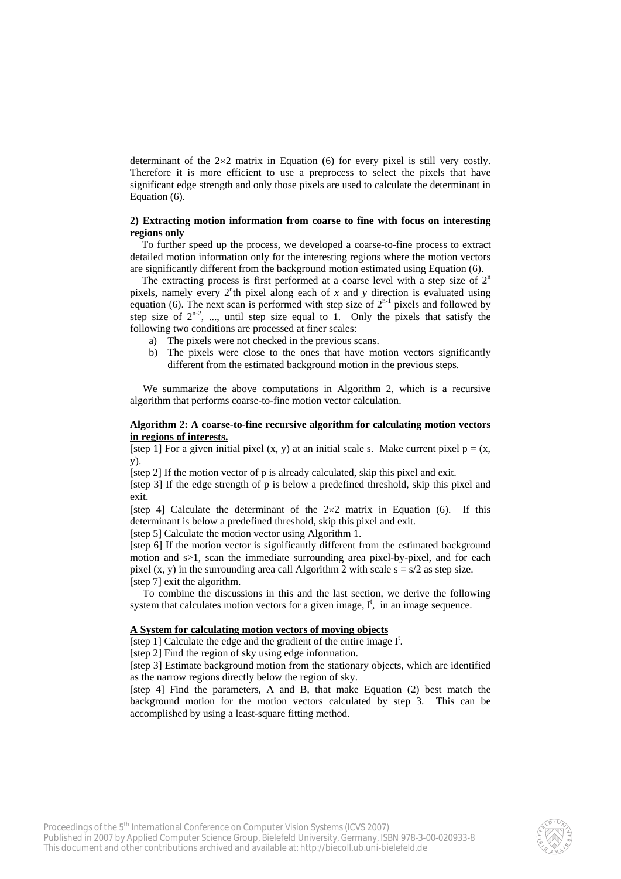determinant of the $2\times2$ matrix in Equation (6) for every pixel is still very costly. Therefore it is more efficient to use a preprocess to select the pixels that have significant edge strength and only those pixels are used to calculate the determinant in Equation (6).

**2) Extracting motion information from coarse to fine with focus on interesting regions only**

To further speed up the process, we developed a coarse-to-fine process to extract detailed motion information only for the interesting regions where the motion vectors are significantly different from the background motion estimated using Equation (6).

The extracting process is first performed at a coarse level with a step size of $2^n$ pixels, namely every $2^n$th pixel along each of *x* and *y* direction is evaluated using equation (6). The next scan is performed with step size of $2^{n-1}$ pixels and followed by step size of $2^{n-2}$, ..., until step size equal to 1. Only the pixels that satisfy the following two conditions are processed at finer scales:

a) The pixels were not checked in the previous scans.
b) The pixels were close to the ones that have motion vectors significantly different from the estimated background motion in the previous steps.

We summarize the above computations in Algorithm 2, which is a recursive algorithm that performs coarse-to-fine motion vector calculation.

**Algorithm 2: A coarse-to-fine recursive algorithm for calculating motion vectors in regions of interests.**

[step 1] For a given initial pixel (x, y) at an initial scale s. Make current pixel p = (x, y).

[step 2] If the motion vector of p is already calculated, skip this pixel and exit.

[step 3] If the edge strength of p is below a predefined threshold, skip this pixel and exit.

[step 4] Calculate the determinant of the $2\times2$ matrix in Equation (6). If this determinant is below a predefined threshold, skip this pixel and exit.

[step 5] Calculate the motion vector using Algorithm 1.

[step 6] If the motion vector is significantly different from the estimated background motion and s>1, scan the immediate surrounding area pixel-by-pixel, and for each pixel (x, y) in the surrounding area call Algorithm 2 with scale s = s/2 as step size.

[step 7] exit the algorithm.

To combine the discussions in this and the last section, we derive the following system that calculates motion vectors for a given image, $I^t$, in an image sequence.

**A System for calculating motion vectors of moving objects**

[step 1] Calculate the edge and the gradient of the entire image $I^t$.

[step 2] Find the region of sky using edge information.

[step 3] Estimate background motion from the stationary objects, which are identified as the narrow regions directly below the region of sky.

[step 4] Find the parameters, A and B, that make Equation (2) best match the background motion for the motion vectors calculated by step 3. This can be accomplished by using a least-square fitting method.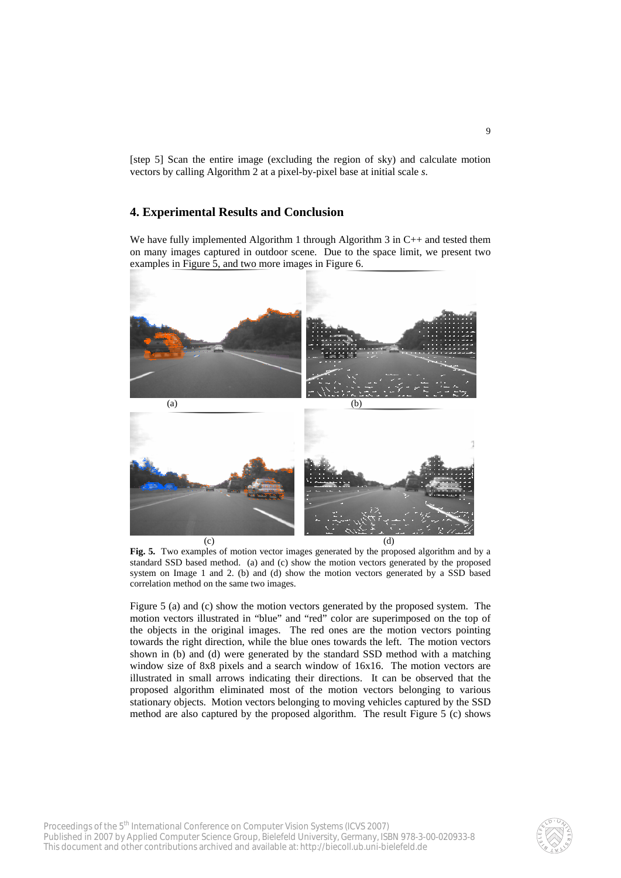[step 5] Scan the entire image (excluding the region of sky) and calculate motion vectors by calling Algorithm 2 at a pixel-by-pixel base at initial scale *s*.

## 4. Experimental Results and Conclusion

We have fully implemented Algorithm 1 through Algorithm 3 in C++ and tested them on many images captured in outdoor scene. Due to the space limit, we present two examples in Figure 5, and two more images in Figure 6.

(a) (b)

(c) (d)

**Fig. 5.** Two examples of motion vector images generated by the proposed algorithm and by a standard SSD based method. (a) and (c) show the motion vectors generated by the proposed system on Image 1 and 2. (b) and (d) show the motion vectors generated by a SSD based correlation method on the same two images.

Figure 5 (a) and (c) show the motion vectors generated by the proposed system. The motion vectors illustrated in "blue" and "red" color are superimposed on the top of the objects in the original images. The red ones are the motion vectors pointing towards the right direction, while the blue ones towards the left. The motion vectors shown in (b) and (d) were generated by the standard SSD method with a matching window size of 8x8 pixels and a search window of 16x16. The motion vectors are illustrated in small arrows indicating their directions. It can be observed that the proposed algorithm eliminated most of the motion vectors belonging to various stationary objects. Motion vectors belonging to moving vehicles captured by the SSD method are also captured by the proposed algorithm. The result Figure 5 (c) shows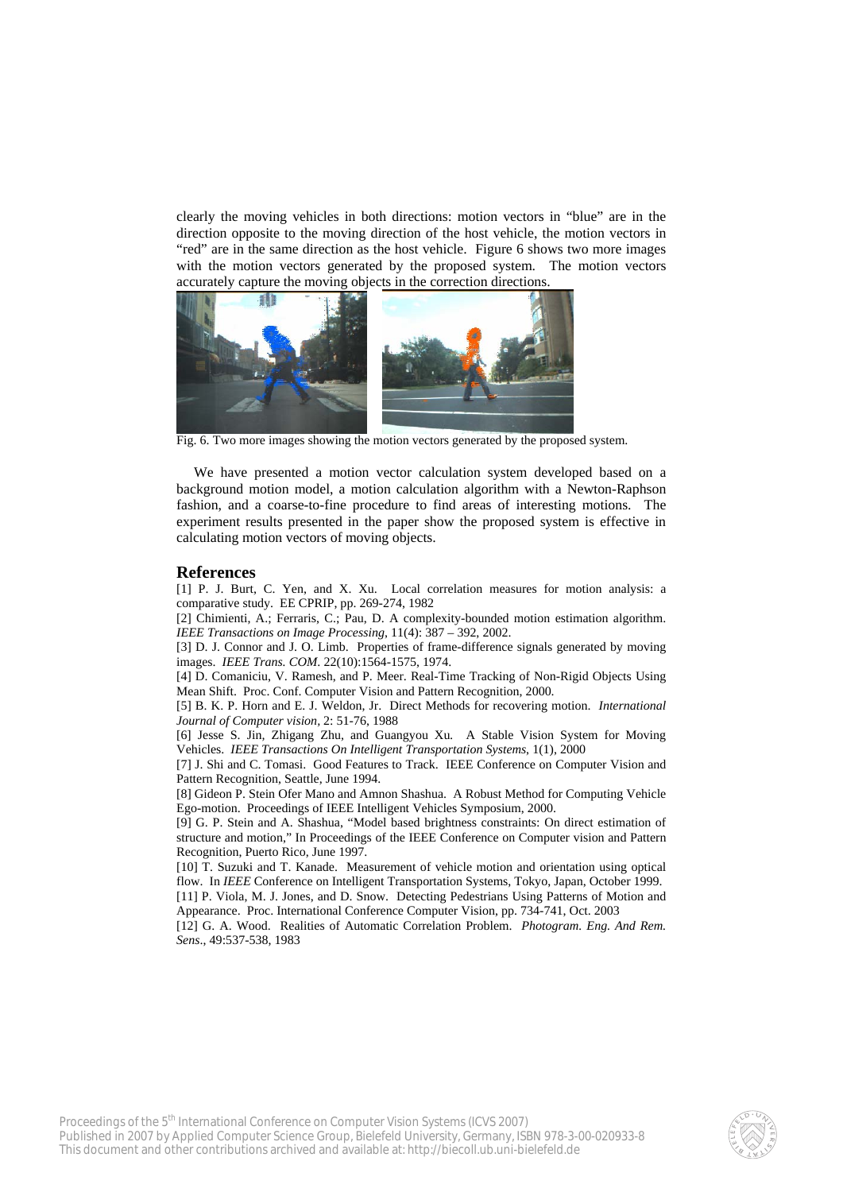clearly the moving vehicles in both directions: motion vectors in "blue" are in the direction opposite to the moving direction of the host vehicle, the motion vectors in "red" are in the same direction as the host vehicle. Figure 6 shows two more images with the motion vectors generated by the proposed system. The motion vectors accurately capture the moving objects in the correction directions.

Fig. 6. Two more images showing the motion vectors generated by the proposed system.

We have presented a motion vector calculation system developed based on a background motion model, a motion calculation algorithm with a Newton-Raphson fashion, and a coarse-to-fine procedure to find areas of interesting motions. The experiment results presented in the paper show the proposed system is effective in calculating motion vectors of moving objects.

## References

[1] P. J. Burt, C. Yen, and X. Xu. Local correlation measures for motion analysis: a comparative study. EE CPRIP, pp. 269-274, 1982

[2] Chimienti, A.; Ferraris, C.; Pau, D. A complexity-bounded motion estimation algorithm. *IEEE Transactions on Image Processing*, 11(4): 387 – 392, 2002.

[3] D. J. Connor and J. O. Limb. Properties of frame-difference signals generated by moving images. *IEEE Trans. COM*. 22(10):1564-1575, 1974.

[4] D. Comaniciu, V. Ramesh, and P. Meer. Real-Time Tracking of Non-Rigid Objects Using Mean Shift. Proc. Conf. Computer Vision and Pattern Recognition, 2000.

[5] B. K. P. Horn and E. J. Weldon, Jr. Direct Methods for recovering motion. *International Journal of Computer vision*, 2: 51-76, 1988

[6] Jesse S. Jin, Zhigang Zhu, and Guangyou Xu. A Stable Vision System for Moving Vehicles. *IEEE Transactions On Intelligent Transportation Systems*, 1(1), 2000

[7] J. Shi and C. Tomasi. Good Features to Track. IEEE Conference on Computer Vision and Pattern Recognition, Seattle, June 1994.

[8] Gideon P. Stein Ofer Mano and Amnon Shashua. A Robust Method for Computing Vehicle Ego-motion. Proceedings of IEEE Intelligent Vehicles Symposium, 2000.

[9] G. P. Stein and A. Shashua, "Model based brightness constraints: On direct estimation of structure and motion," In Proceedings of the IEEE Conference on Computer vision and Pattern Recognition, Puerto Rico, June 1997.

[10] T. Suzuki and T. Kanade. Measurement of vehicle motion and orientation using optical flow. In *IEEE* Conference on Intelligent Transportation Systems, Tokyo, Japan, October 1999.

[11] P. Viola, M. J. Jones, and D. Snow. Detecting Pedestrians Using Patterns of Motion and Appearance. Proc. International Conference Computer Vision, pp. 734-741, Oct. 2003

[12] G. A. Wood. Realities of Automatic Correlation Problem. *Photogram. Eng. And Rem. Sens*., 49:537-538, 1983